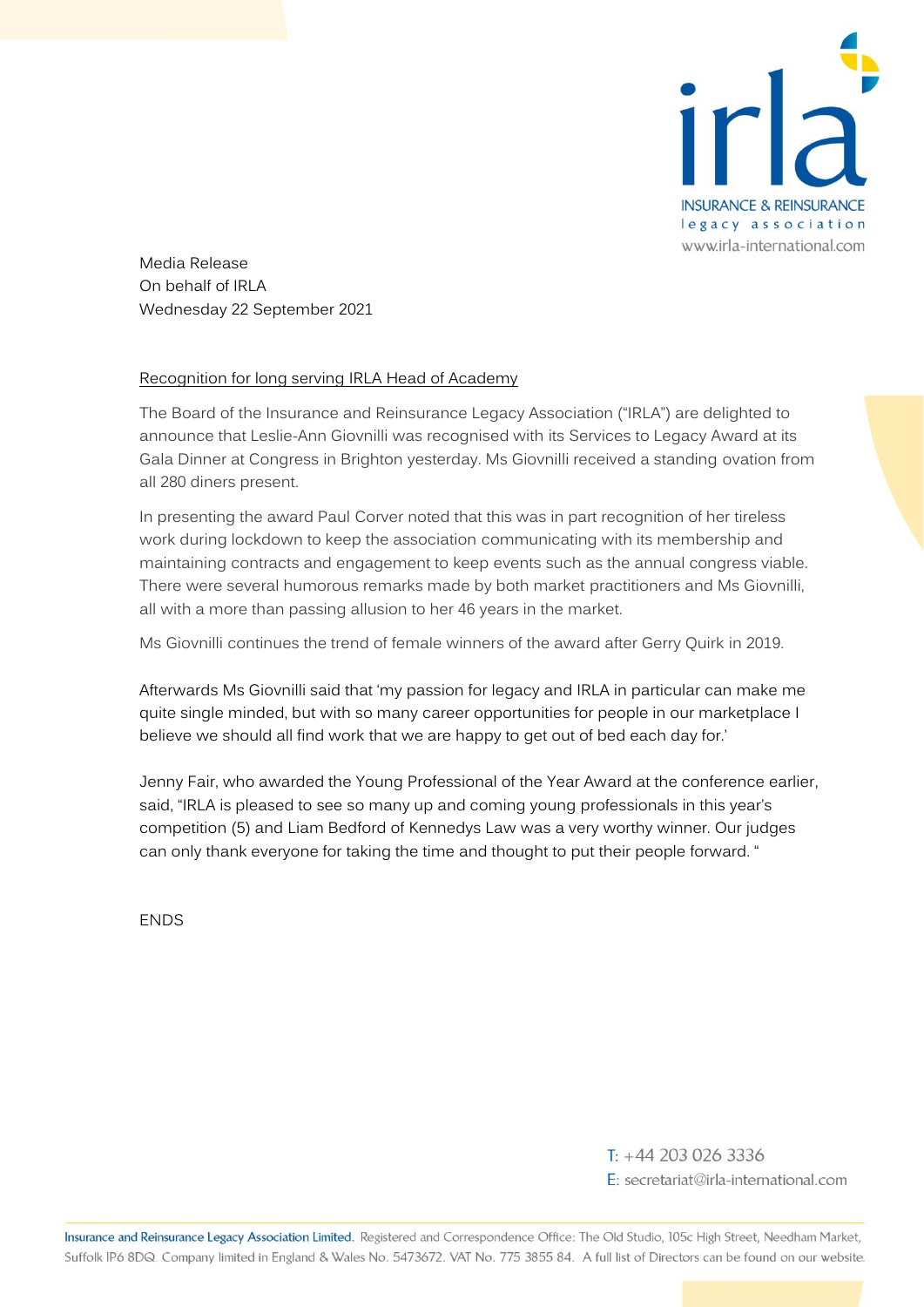INSURANCE & REINSURANCE
legacy association
www.irla-international.com

Media Release
On behalf of IRLA
Wednesday 22 September 2021

Recognition for long serving IRLA Head of Academy

The Board of the Insurance and Reinsurance Legacy Association ("IRLA") are delighted to announce that Leslie-Ann Giovnilli was recognised with its Services to Legacy Award at its Gala Dinner at Congress in Brighton yesterday. Ms Giovnilli received a standing ovation from all 280 diners present.

In presenting the award Paul Corver noted that this was in part recognition of her tireless work during lockdown to keep the association communicating with its membership and maintaining contracts and engagement to keep events such as the annual congress viable. There were several humorous remarks made by both market practitioners and Ms Giovnilli, all with a more than passing allusion to her 46 years in the market.

Ms Giovnilli continues the trend of female winners of the award after Gerry Quirk in 2019.

Afterwards Ms Giovnilli said that 'my passion for legacy and IRLA in particular can make me quite single minded, but with so many career opportunities for people in our marketplace I believe we should all find work that we are happy to get out of bed each day for.'

Jenny Fair, who awarded the Young Professional of the Year Award at the conference earlier, said, "IRLA is pleased to see so many up and coming young professionals in this year's competition (5) and Liam Bedford of Kennedys Law was a very worthy winner. Our judges can only thank everyone for taking the time and thought to put their people forward. "

ENDS

T: +44 203 026 3336
E: secretariat@irla-international.com

Insurance and Reinsurance Legacy Association Limited. Registered and Correspondence Office: The Old Studio, 105c High Street, Needham Market, Suffolk IP6 8DQ. Company limited in England & Wales No. 5473672. VAT No. 775 3855 84. A full list of Directors can be found on our website.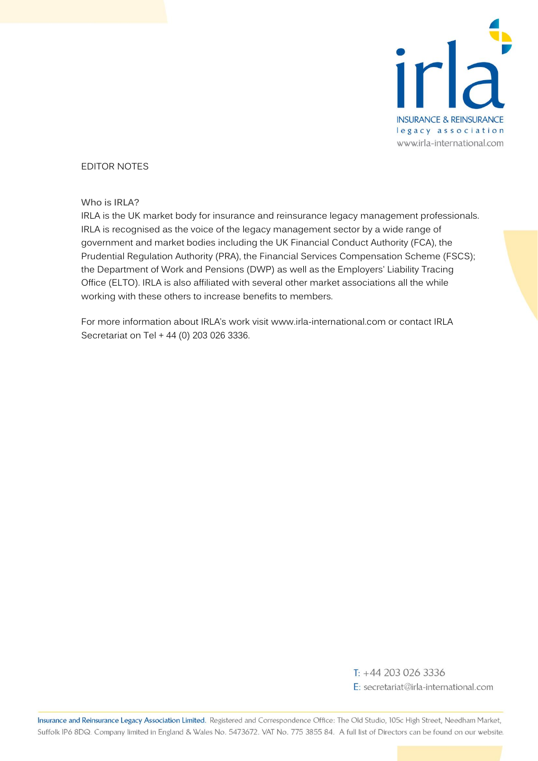EDITOR NOTES

**Who is IRLA?**

IRLA is the UK market body for insurance and reinsurance legacy management professionals. IRLA is recognised as the voice of the legacy management sector by a wide range of government and market bodies including the UK Financial Conduct Authority (FCA), the Prudential Regulation Authority (PRA), the Financial Services Compensation Scheme (FSCS); the Department of Work and Pensions (DWP) as well as the Employers' Liability Tracing Office (ELTO). IRLA is also affiliated with several other market associations all the while working with these others to increase benefits to members.

For more information about IRLA's work visit www.irla-international.com or contact IRLA Secretariat on Tel + 44 (0) 203 026 3336.